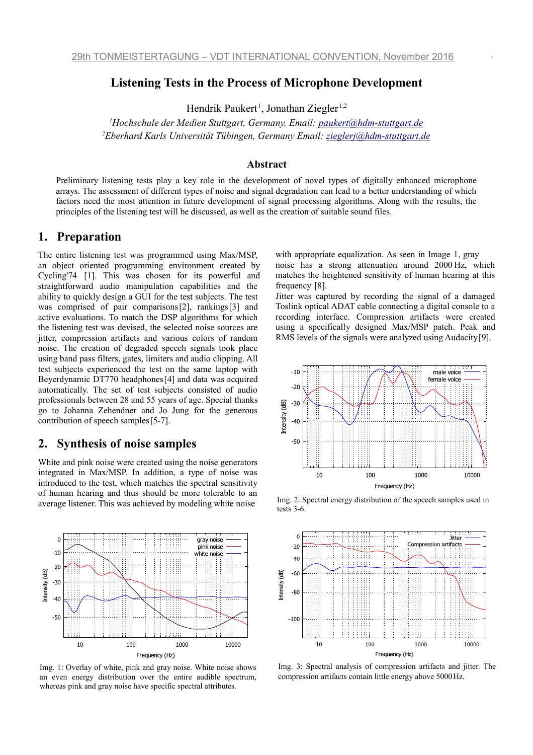# Listening Tests in the Process of Microphone Development

Hendrik Paukert[1], Jonathan Ziegler[1,2]

[1]*Hochschule der Medien Stuttgart, Germany, Email: paukert@hdm-stuttgart.de*
[2]*Eberhard Karls Universität Tübingen, Germany Email: zieglerj@hdm-stuttgart.de*

## Abstract

Preliminary listening tests play a key role in the development of novel types of digitally enhanced microphone arrays. The assessment of different types of noise and signal degradation can lead to a better understanding of which factors need the most attention in future development of signal processing algorithms. Along with the results, the principles of the listening test will be discussed, as well as the creation of suitable sound files.

## 1. Preparation

The entire listening test was programmed using Max/MSP, an object oriented programming environment created by Cycling'74 [1]. This was chosen for its powerful and straightforward audio manipulation capabilities and the ability to quickly design a GUI for the test subjects. The test was comprised of pair comparisons[2], rankings[3] and active evaluations. To match the DSP algorithms for which the listening test was devised, the selected noise sources are jitter, compression artifacts and various colors of random noise. The creation of degraded speech signals took place using band pass filters, gates, limiters and audio clipping. All test subjects experienced the test on the same laptop with Beyerdynamic DT770 headphones[4] and data was acquired automatically. The set of test subjects consisted of audio professionals between 28 and 55 years of age. Special thanks go to Johanna Zehendner and Jo Jung for the generous contribution of speech samples[5-7].

## 2. Synthesis of noise samples

White and pink noise were created using the noise generators integrated in Max/MSP. In addition, a type of noise was introduced to the test, which matches the spectral sensitivity of human hearing and thus should be more tolerable to an average listener. This was achieved by modeling white noise with appropriate equalization. As seen in Image 1, gray noise has a strong attenuation around 2000 Hz, which matches the heightened sensitivity of human hearing at this frequency [8].

Jitter was captured by recording the signal of a damaged Toslink optical ADAT cable connecting a digital console to a recording interface. Compression artifacts were created using a specifically designed Max/MSP patch. Peak and RMS levels of the signals were analyzed using Audacity[9].

Img. 1: Overlay of white, pink and gray noise. White noise shows an even energy distribution over the entire audible spectrum, whereas pink and gray noise have specific spectral attributes.

Img. 2: Spectral energy distribution of the speech samples used in tests 3-6.

Img. 3: Spectral analysis of compression artifacts and jitter. The compression artifacts contain little energy above 5000 Hz.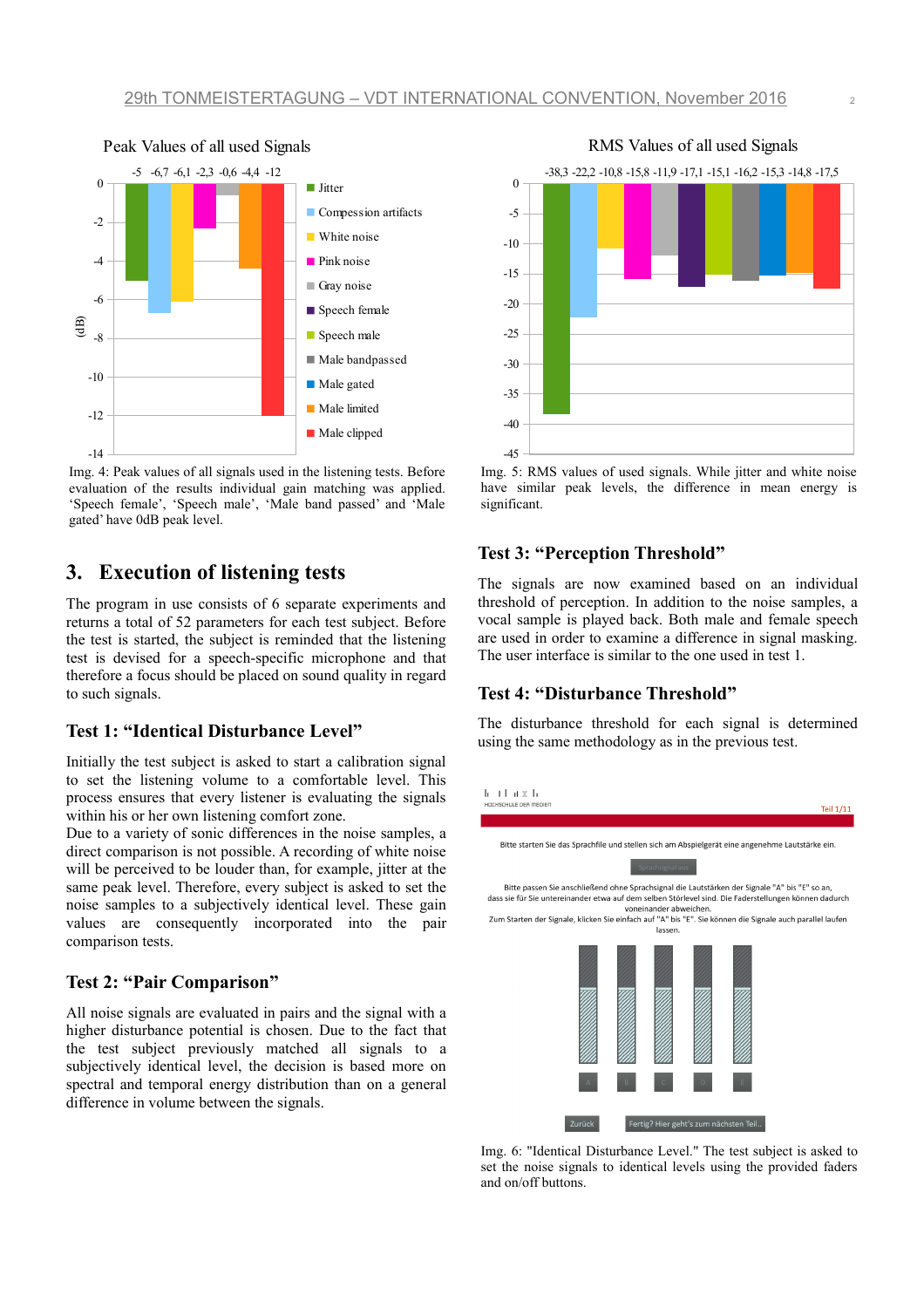Img. 4: Peak values of all signals used in the listening tests. Before evaluation of the results individual gain matching was applied. 'Speech female', 'Speech male', 'Male band passed' and 'Male gated' have 0dB peak level.

Img. 5: RMS values of used signals. While jitter and white noise have similar peak levels, the difference in mean energy is significant.

## 3. Execution of listening tests

The program in use consists of 6 separate experiments and returns a total of 52 parameters for each test subject. Before the test is started, the subject is reminded that the listening test is devised for a speech-specific microphone and that therefore a focus should be placed on sound quality in regard to such signals.

### Test 1: "Identical Disturbance Level"

Initially the test subject is asked to start a calibration signal to set the listening volume to a comfortable level. This process ensures that every listener is evaluating the signals within his or her own listening comfort zone.
Due to a variety of sonic differences in the noise samples, a direct comparison is not possible. A recording of white noise will be perceived to be louder than, for example, jitter at the same peak level. Therefore, every subject is asked to set the noise samples to a subjectively identical level. These gain values are consequently incorporated into the pair comparison tests.

### Test 2: "Pair Comparison"

All noise signals are evaluated in pairs and the signal with a higher disturbance potential is chosen. Due to the fact that the test subject previously matched all signals to a subjectively identical level, the decision is based more on spectral and temporal energy distribution than on a general difference in volume between the signals.

### Test 3: "Perception Threshold"

The signals are now examined based on an individual threshold of perception. In addition to the noise samples, a vocal sample is played back. Both male and female speech are used in order to examine a difference in signal masking. The user interface is similar to the one used in test 1.

### Test 4: "Disturbance Threshold"

The disturbance threshold for each signal is determined using the same methodology as in the previous test.

Img. 6: "Identical Disturbance Level." The test subject is asked to set the noise signals to identical levels using the provided faders and on/off buttons.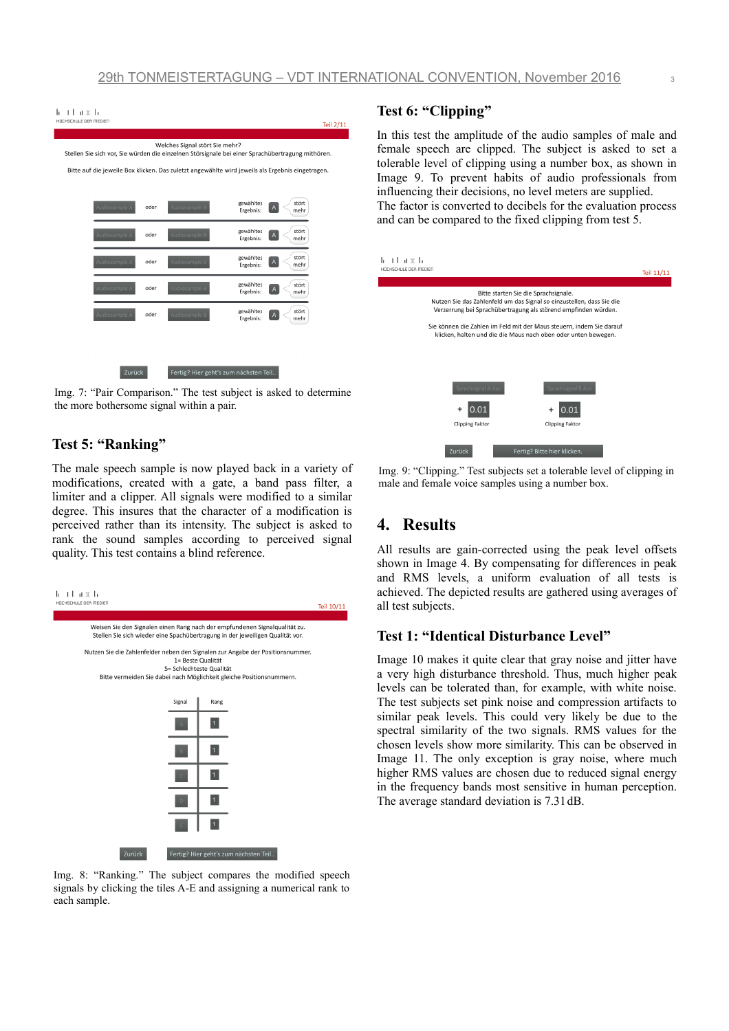Img. 7: “Pair Comparison.” The test subject is asked to determine the more bothersome signal within a pair.

### Test 5: “Ranking”

The male speech sample is now played back in a variety of modifications, created with a gate, a band pass filter, a limiter and a clipper. All signals were modified to a similar degree. This insures that the character of a modification is perceived rather than its intensity. The subject is asked to rank the sound samples according to perceived signal quality. This test contains a blind reference.

Img. 8: “Ranking.” The subject compares the modified speech signals by clicking the tiles A-E and assigning a numerical rank to each sample.

### Test 6: “Clipping”

In this test the amplitude of the audio samples of male and female speech are clipped. The subject is asked to set a tolerable level of clipping using a number box, as shown in Image 9. To prevent habits of audio professionals from influencing their decisions, no level meters are supplied.
The factor is converted to decibels for the evaluation process and can be compared to the fixed clipping from test 5.

Img. 9: “Clipping.” Test subjects set a tolerable level of clipping in male and female voice samples using a number box.

## 4. Results

All results are gain-corrected using the peak level offsets shown in Image 4. By compensating for differences in peak and RMS levels, a uniform evaluation of all tests is achieved. The depicted results are gathered using averages of all test subjects.

### Test 1: “Identical Disturbance Level”

Image 10 makes it quite clear that gray noise and jitter have a very high disturbance threshold. Thus, much higher peak levels can be tolerated than, for example, with white noise. The test subjects set pink noise and compression artifacts to similar peak levels. This could very likely be due to the spectral similarity of the two signals. RMS values for the chosen levels show more similarity. This can be observed in Image 11. The only exception is gray noise, where much higher RMS values are chosen due to reduced signal energy in the frequency bands most sensitive in human perception. The average standard deviation is 7.31 dB.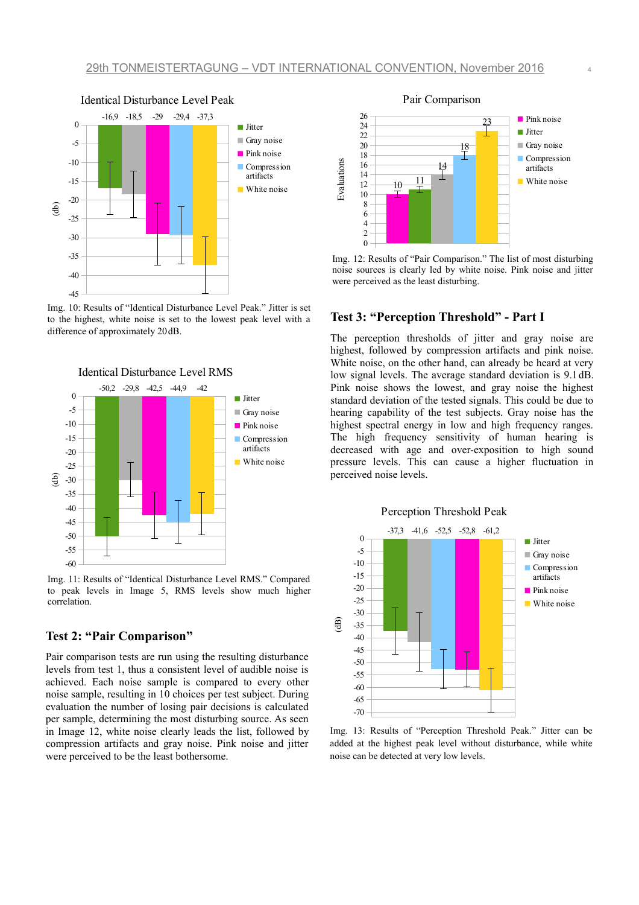Img. 10: Results of "Identical Disturbance Level Peak." Jitter is set to the highest, white noise is set to the lowest peak level with a difference of approximately 20 dB.

Img. 11: Results of "Identical Disturbance Level RMS." Compared to peak levels in Image 5, RMS levels show much higher correlation.

## Test 2: "Pair Comparison"

Pair comparison tests are run using the resulting disturbance levels from test 1, thus a consistent level of audible noise is achieved. Each noise sample is compared to every other noise sample, resulting in 10 choices per test subject. During evaluation the number of losing pair decisions is calculated per sample, determining the most disturbing source. As seen in Image 12, white noise clearly leads the list, followed by compression artifacts and gray noise. Pink noise and jitter were perceived to be the least bothersome.

Img. 12: Results of "Pair Comparison." The list of most disturbing noise sources is clearly led by white noise. Pink noise and jitter were perceived as the least disturbing.

## Test 3: "Perception Threshold" - Part I

The perception thresholds of jitter and gray noise are highest, followed by compression artifacts and pink noise. White noise, on the other hand, can already be heard at very low signal levels. The average standard deviation is 9.1 dB. Pink noise shows the lowest, and gray noise the highest standard deviation of the tested signals. This could be due to hearing capability of the test subjects. Gray noise has the highest spectral energy in low and high frequency ranges. The high frequency sensitivity of human hearing is decreased with age and over-exposition to high sound pressure levels. This can cause a higher fluctuation in perceived noise levels.

Img. 13: Results of "Perception Threshold Peak." Jitter can be added at the highest peak level without disturbance, while white noise can be detected at very low levels.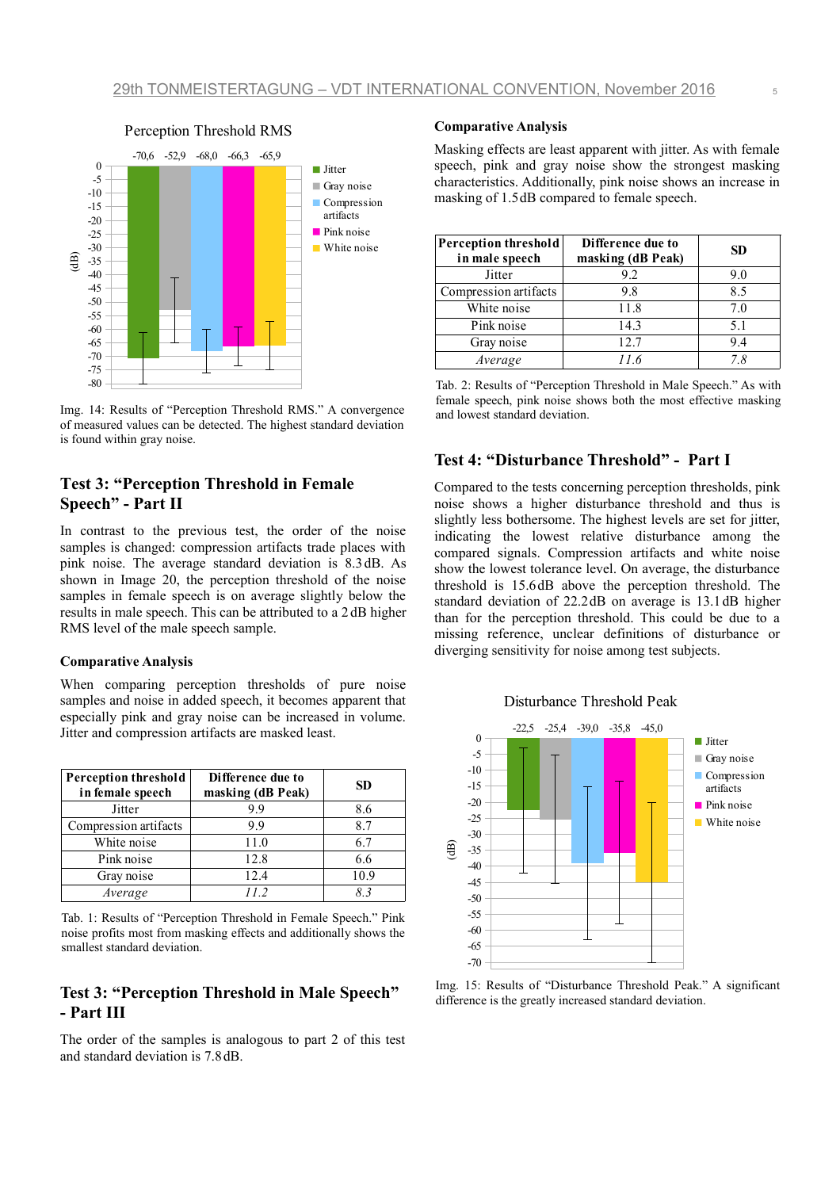Img. 14: Results of "Perception Threshold RMS." A convergence of measured values can be detected. The highest standard deviation is found within gray noise.

## Test 3: "Perception Threshold in Female Speech" - Part II

In contrast to the previous test, the order of the noise samples is changed: compression artifacts trade places with pink noise. The average standard deviation is 8.3 dB. As shown in Image 20, the perception threshold of the noise samples in female speech is on average slightly below the results in male speech. This can be attributed to a 2 dB higher RMS level of the male speech sample.

### Comparative Analysis

When comparing perception thresholds of pure noise samples and noise in added speech, it becomes apparent that especially pink and gray noise can be increased in volume. Jitter and compression artifacts are masked least.

| Perception threshold in female speech | Difference due to masking (dB Peak) | SD |
|---|---|---|
| Jitter | 9.9 | 8.6 |
| Compression artifacts | 9.9 | 8.7 |
| White noise | 11.0 | 6.7 |
| Pink noise | 12.8 | 6.6 |
| Gray noise | 12.4 | 10.9 |
| *Average* | *11.2* | *8.3* |

Tab. 1: Results of "Perception Threshold in Female Speech." Pink noise profits most from masking effects and additionally shows the smallest standard deviation.

## Test 3: "Perception Threshold in Male Speech" - Part III

The order of the samples is analogous to part 2 of this test and standard deviation is 7.8 dB.

### Comparative Analysis

Masking effects are least apparent with jitter. As with female speech, pink and gray noise show the strongest masking characteristics. Additionally, pink noise shows an increase in masking of 1.5 dB compared to female speech.

| Perception threshold in male speech | Difference due to masking (dB Peak) | SD |
|---|---|---|
| Jitter | 9.2 | 9.0 |
| Compression artifacts | 9.8 | 8.5 |
| White noise | 11.8 | 7.0 |
| Pink noise | 14.3 | 5.1 |
| Gray noise | 12.7 | 9.4 |
| *Average* | *11.6* | *7.8* |

Tab. 2: Results of "Perception Threshold in Male Speech." As with female speech, pink noise shows both the most effective masking and lowest standard deviation.

## Test 4: "Disturbance Threshold" - Part I

Compared to the tests concerning perception thresholds, pink noise shows a higher disturbance threshold and thus is slightly less bothersome. The highest levels are set for jitter, indicating the lowest relative disturbance among the compared signals. Compression artifacts and white noise show the lowest tolerance level. On average, the disturbance threshold is 15.6 dB above the perception threshold. The standard deviation of 22.2 dB on average is 13.1 dB higher than for the perception threshold. This could be due to a missing reference, unclear definitions of disturbance or diverging sensitivity for noise among test subjects.

Img. 15: Results of "Disturbance Threshold Peak." A significant difference is the greatly increased standard deviation.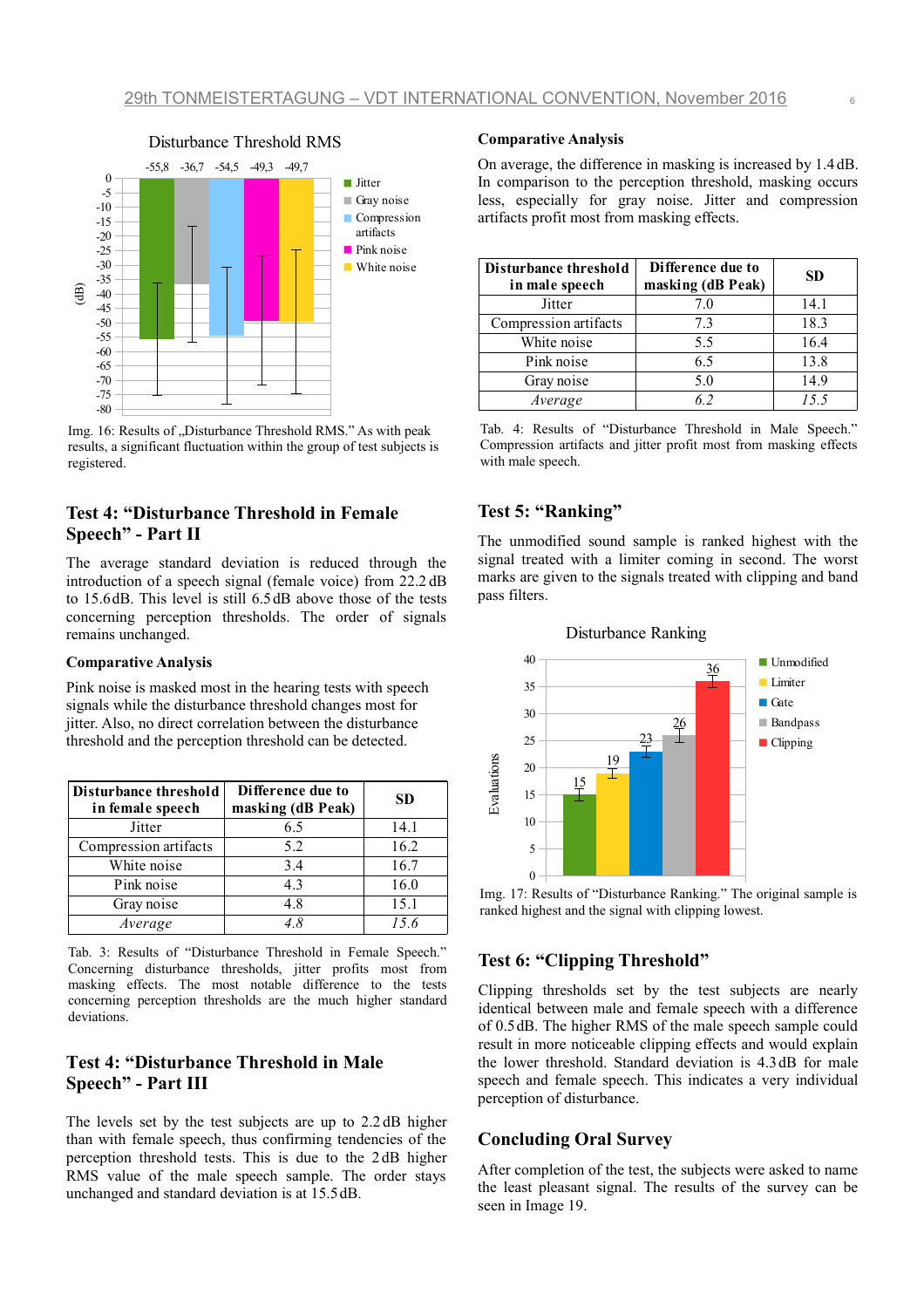Img. 16: Results of „Disturbance Threshold RMS." As with peak results, a significant fluctuation within the group of test subjects is registered.

## Test 4: "Disturbance Threshold in Female Speech" - Part II

The average standard deviation is reduced through the introduction of a speech signal (female voice) from 22.2 dB to 15.6dB. This level is still 6.5 dB above those of the tests concerning perception thresholds. The order of signals remains unchanged.

### Comparative Analysis

Pink noise is masked most in the hearing tests with speech signals while the disturbance threshold changes most for jitter. Also, no direct correlation between the disturbance threshold and the perception threshold can be detected.

| Disturbance threshold in female speech | Difference due to masking (dB Peak) | SD |
|---|---|---|
| Jitter | 6.5 | 14.1 |
| Compression artifacts | 5.2 | 16.2 |
| White noise | 3.4 | 16.7 |
| Pink noise | 4.3 | 16.0 |
| Gray noise | 4.8 | 15.1 |
| *Average* | *4.8* | *15.6* |

Tab. 3: Results of "Disturbance Threshold in Female Speech." Concerning disturbance thresholds, jitter profits most from masking effects. The most notable difference to the tests concerning perception thresholds are the much higher standard deviations.

## Test 4: "Disturbance Threshold in Male Speech" - Part III

The levels set by the test subjects are up to 2.2 dB higher than with female speech, thus confirming tendencies of the perception threshold tests. This is due to the 2 dB higher RMS value of the male speech sample. The order stays unchanged and standard deviation is at 15.5 dB.

### Comparative Analysis

On average, the difference in masking is increased by 1.4 dB. In comparison to the perception threshold, masking occurs less, especially for gray noise. Jitter and compression artifacts profit most from masking effects.

| Disturbance threshold in male speech | Difference due to masking (dB Peak) | SD |
|---|---|---|
| Jitter | 7.0 | 14.1 |
| Compression artifacts | 7.3 | 18.3 |
| White noise | 5.5 | 16.4 |
| Pink noise | 6.5 | 13.8 |
| Gray noise | 5.0 | 14.9 |
| *Average* | *6.2* | *15.5* |

Tab. 4: Results of "Disturbance Threshold in Male Speech." Compression artifacts and jitter profit most from masking effects with male speech.

## Test 5: "Ranking"

The unmodified sound sample is ranked highest with the signal treated with a limiter coming in second. The worst marks are given to the signals treated with clipping and band pass filters.

Img. 17: Results of "Disturbance Ranking." The original sample is ranked highest and the signal with clipping lowest.

## Test 6: "Clipping Threshold"

Clipping thresholds set by the test subjects are nearly identical between male and female speech with a difference of 0.5 dB. The higher RMS of the male speech sample could result in more noticeable clipping effects and would explain the lower threshold. Standard deviation is 4.3 dB for male speech and female speech. This indicates a very individual perception of disturbance.

## Concluding Oral Survey

After completion of the test, the subjects were asked to name the least pleasant signal. The results of the survey can be seen in Image 19.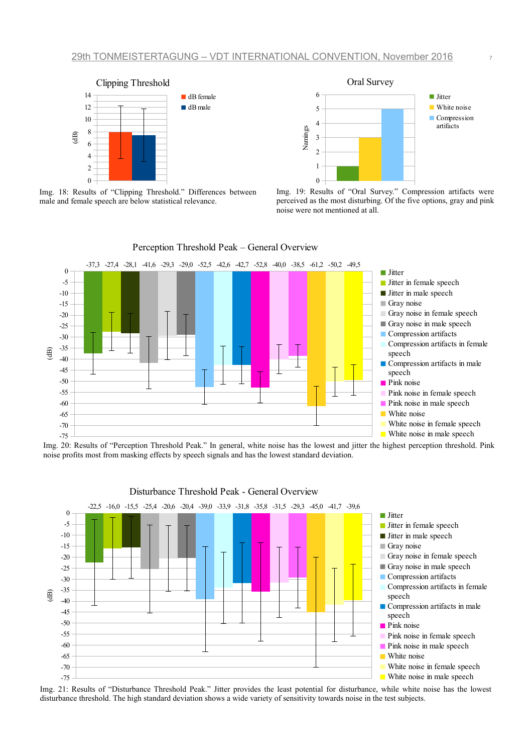Img. 18: Results of “Clipping Threshold.” Differences between male and female speech are below statistical relevance.

Img. 19: Results of “Oral Survey.” Compression artifacts were perceived as the most disturbing. Of the five options, gray and pink noise were not mentioned at all.

Img. 20: Results of “Perception Threshold Peak.” In general, white noise has the lowest and jitter the highest perception threshold. Pink noise profits most from masking effects by speech signals and has the lowest standard deviation.

Img. 21: Results of “Disturbance Threshold Peak.” Jitter provides the least potential for disturbance, while white noise has the lowest disturbance threshold. The high standard deviation shows a wide variety of sensitivity towards noise in the test subjects.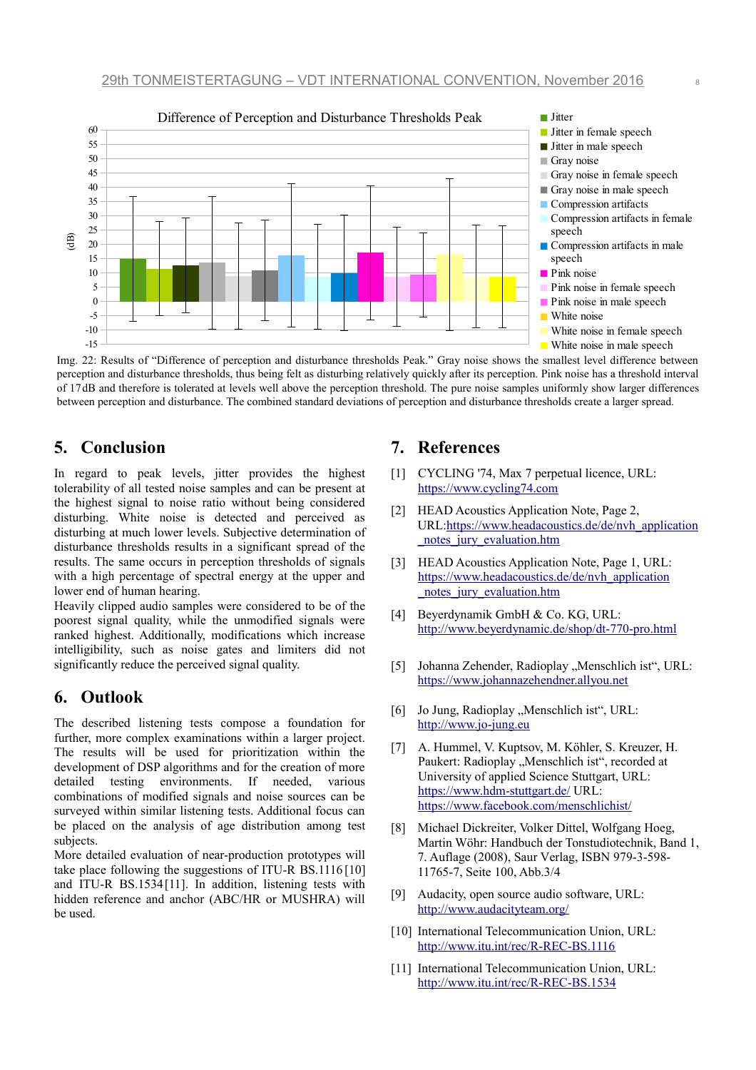Difference of Perception and Disturbance Thresholds Peak

(dB)

60
55
50
45
40
35
30
25
20
15
10
5
0
-5
-10
-15

Jitter
Jitter in female speech
Jitter in male speech
Gray noise
Gray noise in female speech
Gray noise in male speech
Compression artifacts
Compression artifacts in female speech
Compression artifacts in male speech
Pink noise
Pink noise in female speech
Pink noise in male speech
White noise
White noise in female speech
White noise in male speech

Img. 22: Results of "Difference of perception and disturbance thresholds Peak." Gray noise shows the smallest level difference between perception and disturbance thresholds, thus being felt as disturbing relatively quickly after its perception. Pink noise has a threshold interval of 17dB and therefore is tolerated at levels well above the perception threshold. The pure noise samples uniformly show larger differences between perception and disturbance. The combined standard deviations of perception and disturbance thresholds create a larger spread.

## 5. Conclusion

In regard to peak levels, jitter provides the highest tolerability of all tested noise samples and can be present at the highest signal to noise ratio without being considered disturbing. White noise is detected and perceived as disturbing at much lower levels. Subjective determination of disturbance thresholds results in a significant spread of the results. The same occurs in perception thresholds of signals with a high percentage of spectral energy at the upper and lower end of human hearing.

Heavily clipped audio samples were considered to be of the poorest signal quality, while the unmodified signals were ranked highest. Additionally, modifications which increase intelligibility, such as noise gates and limiters did not significantly reduce the perceived signal quality.

## 6. Outlook

The described listening tests compose a foundation for further, more complex examinations within a larger project. The results will be used for prioritization within the development of DSP algorithms and for the creation of more detailed testing environments. If needed, various combinations of modified signals and noise sources can be surveyed within similar listening tests. Additional focus can be placed on the analysis of age distribution among test subjects.

More detailed evaluation of near-production prototypes will take place following the suggestions of ITU-R BS.1116 [10] and ITU-R BS.1534 [11]. In addition, listening tests with hidden reference and anchor (ABC/HR or MUSHRA) will be used.

## 7. References

[1] CYCLING '74, Max 7 perpetual licence, URL: https://www.cycling74.com

[2] HEAD Acoustics Application Note, Page 2, URL:https://www.headacoustics.de/de/nvh_application_notes_jury_evaluation.htm

[3] HEAD Acoustics Application Note, Page 1, URL: https://www.headacoustics.de/de/nvh_application_notes_jury_evaluation.htm

[4] Beyerdynamik GmbH & Co. KG, URL: http://www.beyerdynamic.de/shop/dt-770-pro.html

[5] Johanna Zehender, Radioplay „Menschlich ist", URL: https://www.johannazehendner.allyou.net

[6] Jo Jung, Radioplay „Menschlich ist", URL: http://www.jo-jung.eu

[7] A. Hummel, V. Kuptsov, M. Köhler, S. Kreuzer, H. Paukert: Radioplay „Menschlich ist", recorded at University of applied Science Stuttgart, URL: https://www.hdm-stuttgart.de/ URL: https://www.facebook.com/menschlichist/

[8] Michael Dickreiter, Volker Dittel, Wolfgang Hoeg, Martin Wöhr: Handbuch der Tonstudiotechnik, Band 1, 7. Auflage (2008), Saur Verlag, ISBN 979-3-598-11765-7, Seite 100, Abb.3/4

[9] Audacity, open source audio software, URL: http://www.audacityteam.org/

[10] International Telecommunication Union, URL: http://www.itu.int/rec/R-REC-BS.1116

[11] International Telecommunication Union, URL: http://www.itu.int/rec/R-REC-BS.1534